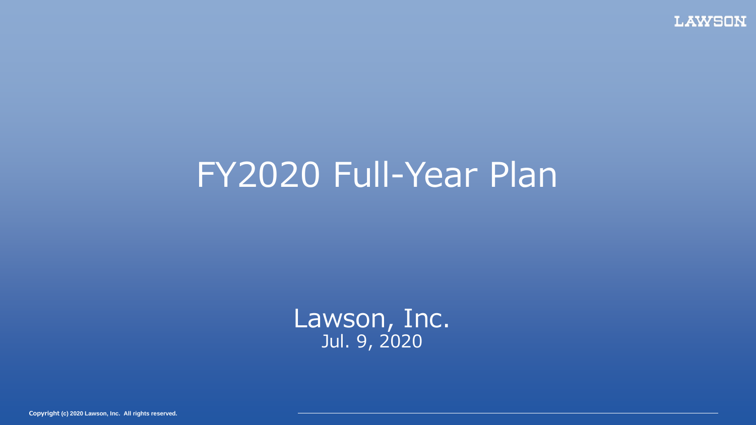# FY2020 Full-Year Plan

Lawson, Inc.
Jul. 9, 2020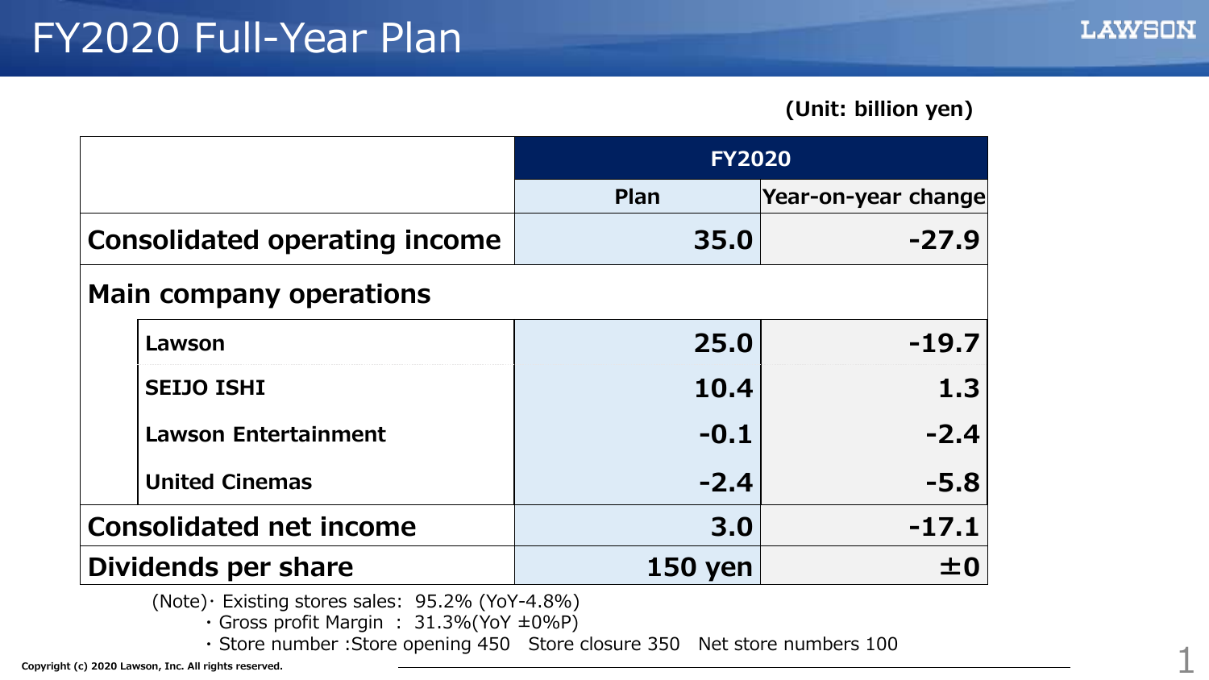# FY2020 Full-Year Plan

(Unit: billion yen)

| | FY2020 | |
|---|---|---|
| | Plan | Year-on-year change |
| **Consolidated operating income** | **35.0** | **-27.9** |
| **Main company operations** | | |
| Lawson | 25.0 | -19.7 |
| SEIJO ISHI | 10.4 | 1.3 |
| Lawson Entertainment | -0.1 | -2.4 |
| United Cinemas | -2.4 | -5.8 |
| **Consolidated net income** | **3.0** | **-17.1** |
| **Dividends per share** | **150 yen** | **±0** |

(Note)
- Existing stores sales: 95.2% (YoY-4.8%)
- Gross profit Margin : 31.3%(YoY ±0%P)
- Store number :Store opening 450 Store closure 350 Net store numbers 100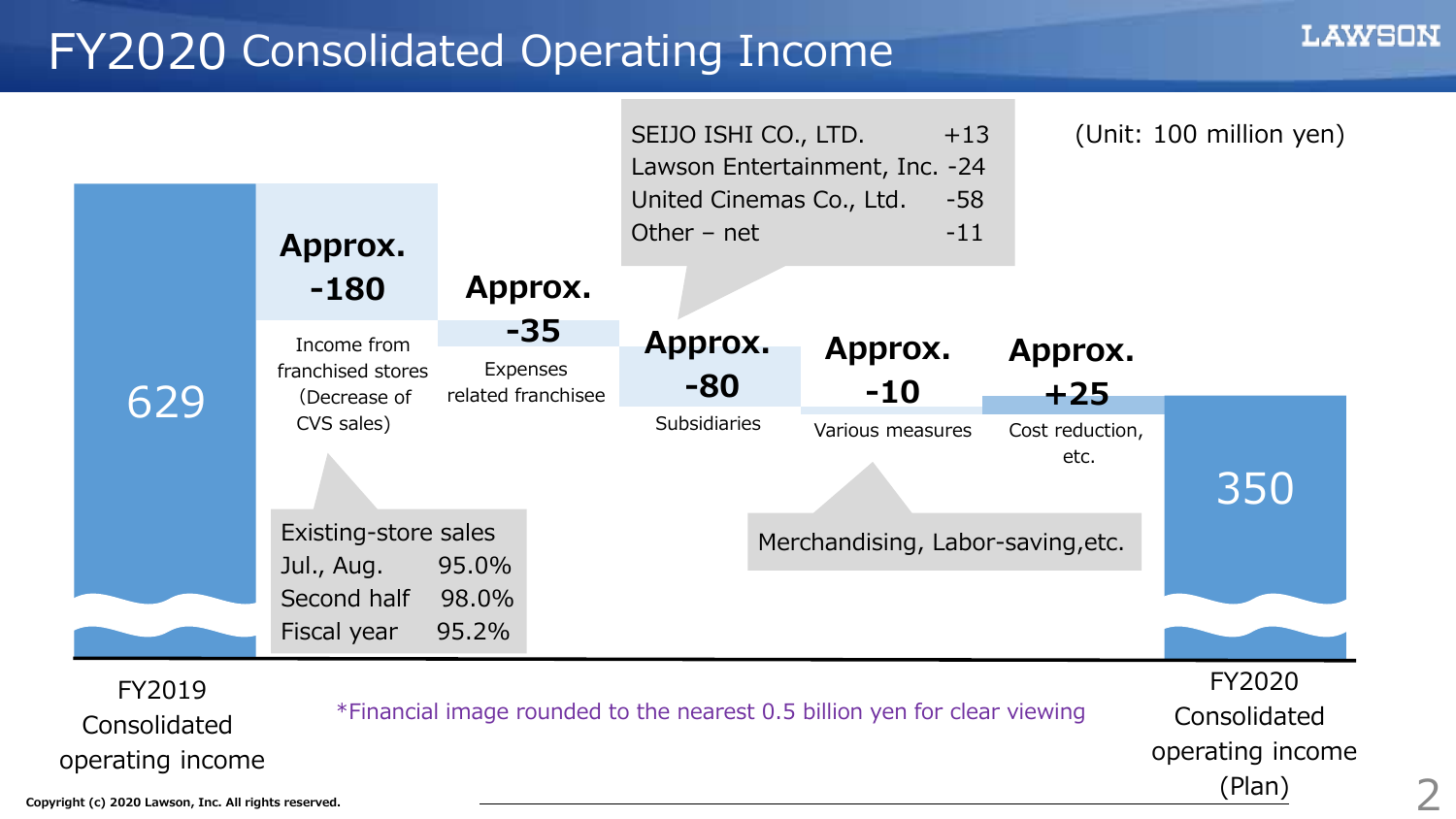# FY2020 Consolidated Operating Income

(Unit: 100 million yen)

| FY2019 Consolidated operating income | Income from franchised stores (Decrease of CVS sales) | Expenses related franchisee | Subsidiaries | Various measures | Cost reduction, etc. | FY2020 Consolidated operating income (Plan) |
|---|---|---|---|---|---|---|
| 629 | Approx. -180 | Approx. -35 | Approx. -80 | Approx. -10 | Approx. +25 | 350 |

**Existing-store sales**

| Period | Existing-store sales |
|---|---|
| Jul., Aug. | 95.0% |
| Second half | 98.0% |
| Fiscal year | 95.2% |

**Subsidiaries**

| Company | Amount |
|---|---|
| SEIJO ISHI CO., LTD. | +13 |
| Lawson Entertainment, Inc. | -24 |
| United Cinemas Co., Ltd. | -58 |
| Other – net | -11 |

**Various measures:** Merchandising, Labor-saving,etc.

*Financial image rounded to the nearest 0.5 billion yen for clear viewing

Copyright (c) 2020 Lawson, Inc. All rights reserved.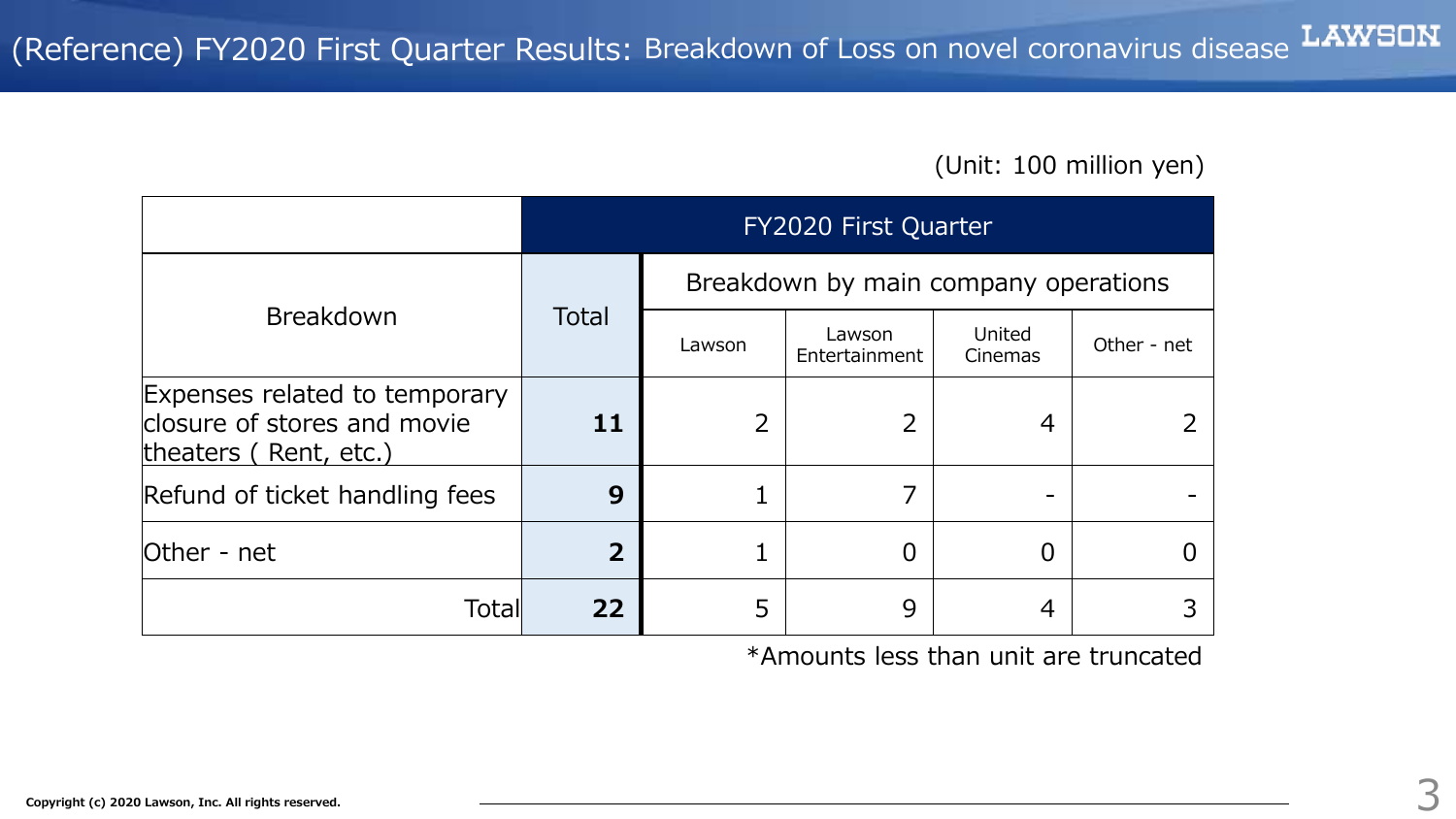# (Reference) FY2020 First Quarter Results: Breakdown of Loss on novel coronavirus disease

(Unit: 100 million yen)

| | FY2020 First Quarter | | | | |
|---|---|---|---|---|---|
| Breakdown | Total | Breakdown by main company operations | | | |
| | | Lawson | Lawson Entertainment | United Cinemas | Other - net |
| Expenses related to temporary closure of stores and movie theaters ( Rent, etc.) | **11** | 2 | 2 | 4 | 2 |
| Refund of ticket handling fees | **9** | 1 | 7 | - | - |
| Other - net | **2** | 1 | 0 | 0 | 0 |
| Total | **22** | 5 | 9 | 4 | 3 |

*Amounts less than unit are truncated

Copyright (c) 2020 Lawson, Inc. All rights reserved.